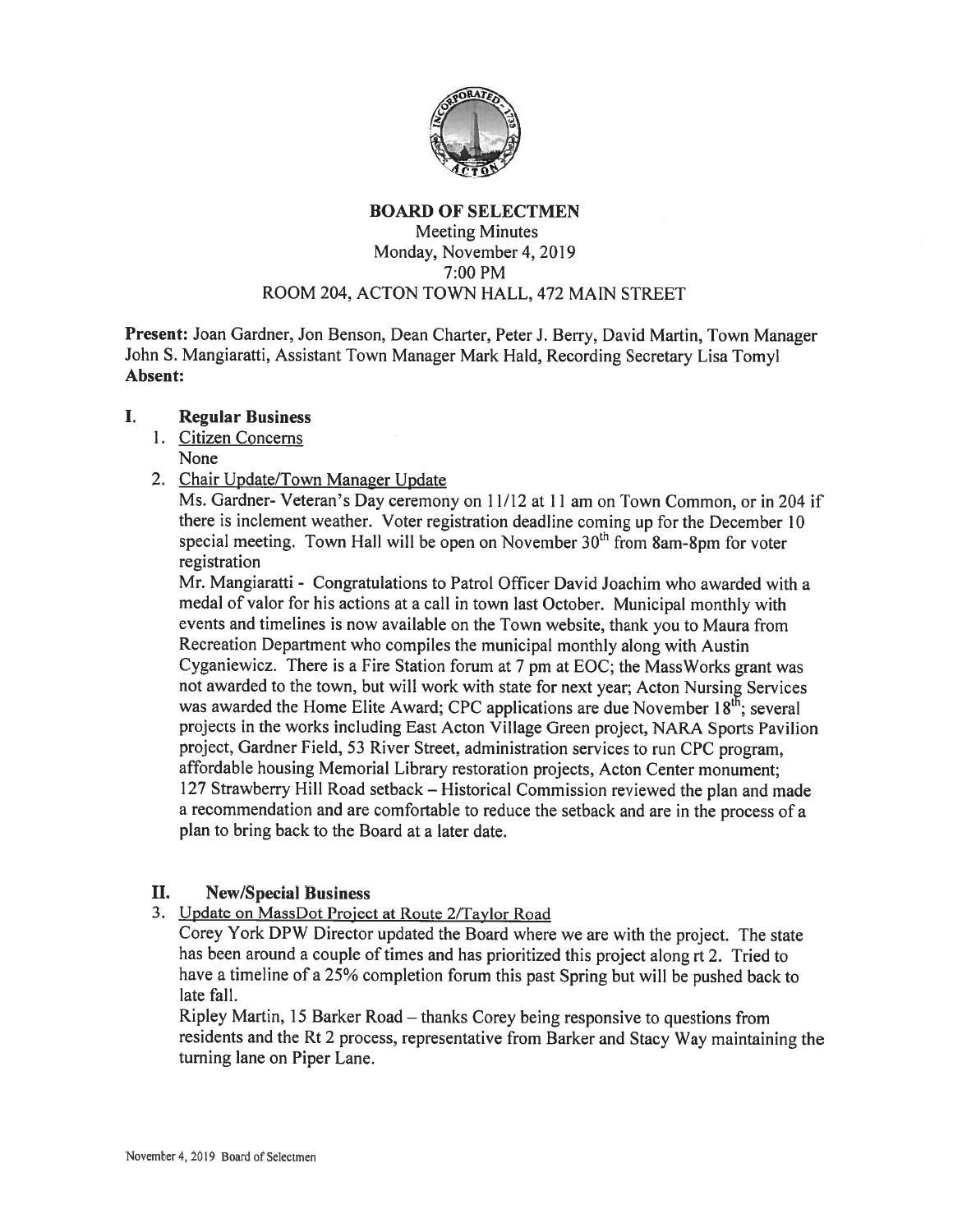# BOARD OF SELECTMEN

Meeting Minutes
Monday, November 4, 2019
7:00 PM
ROOM 204, ACTON TOWN HALL, 472 MAIN STREET

**Present:** Joan Gardner, Jon Benson, Dean Charter, Peter J. Berry, David Martin, Town Manager John S. Mangiaratti, Assistant Town Manager Mark Hald, Recording Secretary Lisa Tomyl
**Absent:**

## I. Regular Business

1. Citizen Concerns
   None
2. Chair Update/Town Manager Update
   Ms. Gardner- Veteran's Day ceremony on 11/12 at 11 am on Town Common, or in 204 if there is inclement weather. Voter registration deadline coming up for the December 10 special meeting. Town Hall will be open on November 30th from 8am-8pm for voter registration

   Mr. Mangiaratti - Congratulations to Patrol Officer David Joachim who awarded with a medal of valor for his actions at a call in town last October. Municipal monthly with events and timelines is now available on the Town website, thank you to Maura from Recreation Department who compiles the municipal monthly along with Austin Cyganiewicz. There is a Fire Station forum at 7 pm at EOC; the MassWorks grant was not awarded to the town, but will work with state for next year; Acton Nursing Services was awarded the Home Elite Award; CPC applications are due November 18th; several projects in the works including East Acton Village Green project, NARA Sports Pavilion project, Gardner Field, 53 River Street, administration services to run CPC program, affordable housing Memorial Library restoration projects, Acton Center monument; 127 Strawberry Hill Road setback – Historical Commission reviewed the plan and made a recommendation and are comfortable to reduce the setback and are in the process of a plan to bring back to the Board at a later date.

## II. New/Special Business

3. Update on MassDot Project at Route 2/Taylor Road
   Corey York DPW Director updated the Board where we are with the project. The state has been around a couple of times and has prioritized this project along rt 2. Tried to have a timeline of a 25% completion forum this past Spring but will be pushed back to late fall.

   Ripley Martin, 15 Barker Road – thanks Corey being responsive to questions from residents and the Rt 2 process, representative from Barker and Stacy Way maintaining the turning lane on Piper Lane.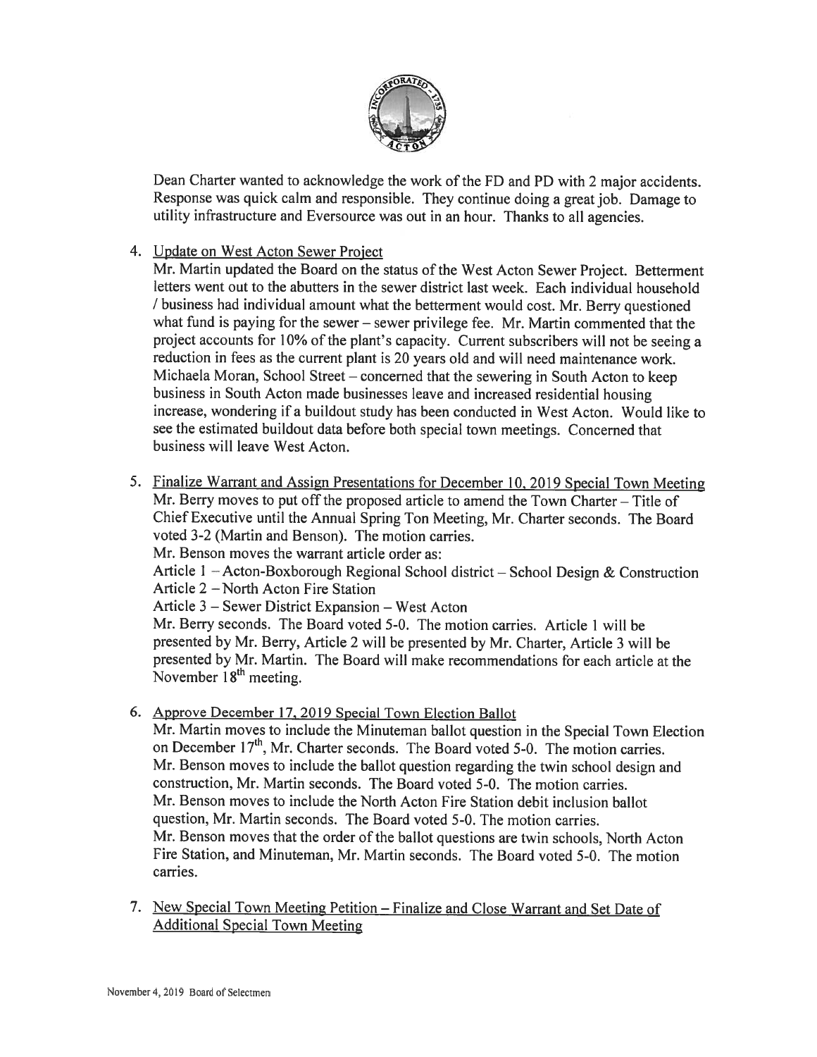Dean Charter wanted to acknowledge the work of the FD and PD with 2 major accidents. Response was quick calm and responsible. They continue doing a great job. Damage to utility infrastructure and Eversource was out in an hour. Thanks to all agencies.

4. Update on West Acton Sewer Project
   Mr. Martin updated the Board on the status of the West Acton Sewer Project. Betterment letters went out to the abutters in the sewer district last week. Each individual household / business had individual amount what the betterment would cost. Mr. Berry questioned what fund is paying for the sewer – sewer privilege fee. Mr. Martin commented that the project accounts for 10% of the plant's capacity. Current subscribers will not be seeing a reduction in fees as the current plant is 20 years old and will need maintenance work. Michaela Moran, School Street – concerned that the sewering in South Acton to keep business in South Acton made businesses leave and increased residential housing increase, wondering if a buildout study has been conducted in West Acton. Would like to see the estimated buildout data before both special town meetings. Concerned that business will leave West Acton.

5. Finalize Warrant and Assign Presentations for December 10, 2019 Special Town Meeting
   Mr. Berry moves to put off the proposed article to amend the Town Charter – Title of Chief Executive until the Annual Spring Ton Meeting, Mr. Charter seconds. The Board voted 3-2 (Martin and Benson). The motion carries.
   Mr. Benson moves the warrant article order as:
   Article 1 – Acton-Boxborough Regional School district – School Design & Construction
   Article 2 – North Acton Fire Station
   Article 3 – Sewer District Expansion – West Acton
   Mr. Berry seconds. The Board voted 5-0. The motion carries. Article 1 will be presented by Mr. Berry, Article 2 will be presented by Mr. Charter, Article 3 will be presented by Mr. Martin. The Board will make recommendations for each article at the November 18th meeting.

6. Approve December 17, 2019 Special Town Election Ballot
   Mr. Martin moves to include the Minuteman ballot question in the Special Town Election on December 17th, Mr. Charter seconds. The Board voted 5-0. The motion carries.
   Mr. Benson moves to include the ballot question regarding the twin school design and construction, Mr. Martin seconds. The Board voted 5-0. The motion carries.
   Mr. Benson moves to include the North Acton Fire Station debit inclusion ballot question, Mr. Martin seconds. The Board voted 5-0. The motion carries.
   Mr. Benson moves that the order of the ballot questions are twin schools, North Acton Fire Station, and Minuteman, Mr. Martin seconds. The Board voted 5-0. The motion carries.

7. New Special Town Meeting Petition – Finalize and Close Warrant and Set Date of Additional Special Town Meeting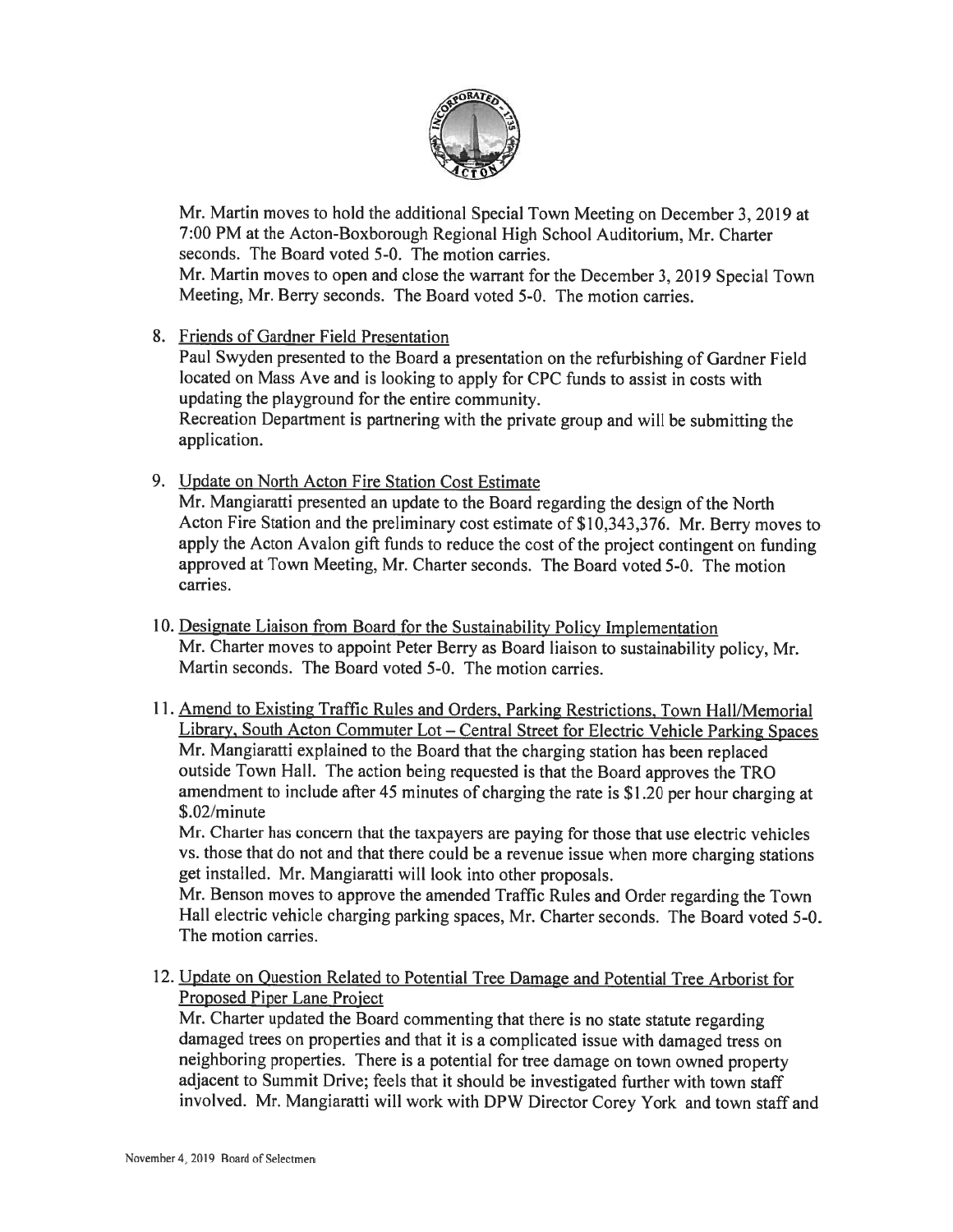Mr. Martin moves to hold the additional Special Town Meeting on December 3, 2019 at 7:00 PM at the Acton-Boxborough Regional High School Auditorium, Mr. Charter seconds. The Board voted 5-0. The motion carries.
Mr. Martin moves to open and close the warrant for the December 3, 2019 Special Town Meeting, Mr. Berry seconds. The Board voted 5-0. The motion carries.

8. Friends of Gardner Field Presentation
   Paul Swyden presented to the Board a presentation on the refurbishing of Gardner Field located on Mass Ave and is looking to apply for CPC funds to assist in costs with updating the playground for the entire community.
   Recreation Department is partnering with the private group and will be submitting the application.

9. Update on North Acton Fire Station Cost Estimate
   Mr. Mangiaratti presented an update to the Board regarding the design of the North Acton Fire Station and the preliminary cost estimate of $10,343,376. Mr. Berry moves to apply the Acton Avalon gift funds to reduce the cost of the project contingent on funding approved at Town Meeting, Mr. Charter seconds. The Board voted 5-0. The motion carries.

10. Designate Liaison from Board for the Sustainability Policy Implementation
    Mr. Charter moves to appoint Peter Berry as Board liaison to sustainability policy, Mr. Martin seconds. The Board voted 5-0. The motion carries.

11. Amend to Existing Traffic Rules and Orders, Parking Restrictions, Town Hall/Memorial Library, South Acton Commuter Lot – Central Street for Electric Vehicle Parking Spaces
    Mr. Mangiaratti explained to the Board that the charging station has been replaced outside Town Hall. The action being requested is that the Board approves the TRO amendment to include after 45 minutes of charging the rate is $1.20 per hour charging at $.02/minute
    Mr. Charter has concern that the taxpayers are paying for those that use electric vehicles vs. those that do not and that there could be a revenue issue when more charging stations get installed. Mr. Mangiaratti will look into other proposals.
    Mr. Benson moves to approve the amended Traffic Rules and Order regarding the Town Hall electric vehicle charging parking spaces, Mr. Charter seconds. The Board voted 5-0. The motion carries.

12. Update on Question Related to Potential Tree Damage and Potential Tree Arborist for Proposed Piper Lane Project
    Mr. Charter updated the Board commenting that there is no state statute regarding damaged trees on properties and that it is a complicated issue with damaged tress on neighboring properties. There is a potential for tree damage on town owned property adjacent to Summit Drive; feels that it should be investigated further with town staff involved. Mr. Mangiaratti will work with DPW Director Corey York and town staff and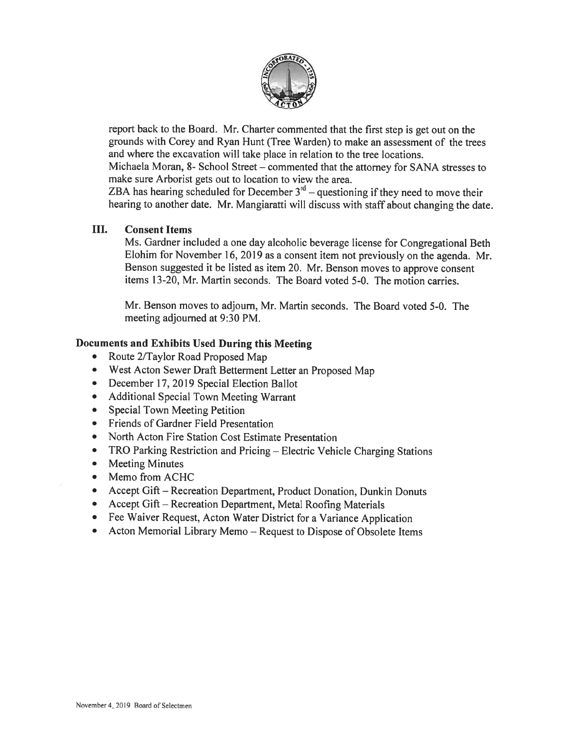report back to the Board. Mr. Charter commented that the first step is get out on the grounds with Corey and Ryan Hunt (Tree Warden) to make an assessment of the trees and where the excavation will take place in relation to the tree locations.

Michaela Moran, 8- School Street – commented that the attorney for SANA stresses to make sure Arborist gets out to location to view the area.

ZBA has hearing scheduled for December 3rd – questioning if they need to move their hearing to another date. Mr. Mangiaratti will discuss with staff about changing the date.

## III. Consent Items

Ms. Gardner included a one day alcoholic beverage license for Congregational Beth Elohim for November 16, 2019 as a consent item not previously on the agenda. Mr. Benson suggested it be listed as item 20. Mr. Benson moves to approve consent items 13-20, Mr. Martin seconds. The Board voted 5-0. The motion carries.

Mr. Benson moves to adjourn, Mr. Martin seconds. The Board voted 5-0. The meeting adjourned at 9:30 PM.

## Documents and Exhibits Used During this Meeting

- Route 2/Taylor Road Proposed Map
- West Acton Sewer Draft Betterment Letter an Proposed Map
- December 17, 2019 Special Election Ballot
- Additional Special Town Meeting Warrant
- Special Town Meeting Petition
- Friends of Gardner Field Presentation
- North Acton Fire Station Cost Estimate Presentation
- TRO Parking Restriction and Pricing – Electric Vehicle Charging Stations
- Meeting Minutes
- Memo from ACHC
- Accept Gift – Recreation Department, Product Donation, Dunkin Donuts
- Accept Gift – Recreation Department, Metal Roofing Materials
- Fee Waiver Request, Acton Water District for a Variance Application
- Acton Memorial Library Memo – Request to Dispose of Obsolete Items